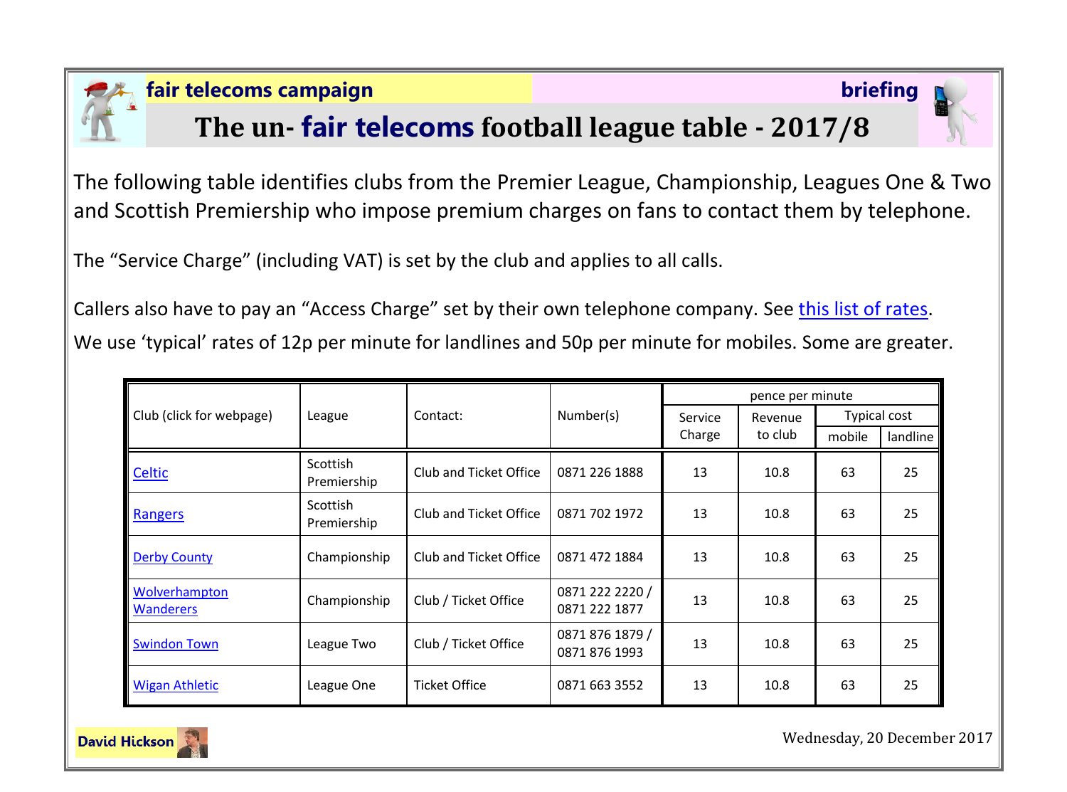**fair telecoms campaign** **briefing**

# The un- fair telecoms football league table - 2017/8

The following table identifies clubs from the Premier League, Championship, Leagues One & Two and Scottish Premiership who impose premium charges on fans to contact them by telephone.

The "Service Charge" (including VAT) is set by the club and applies to all calls.

Callers also have to pay an "Access Charge" set by their own telephone company. See this list of rates.

We use 'typical' rates of 12p per minute for landlines and 50p per minute for mobiles. Some are greater.

| Club (click for webpage) | League | Contact: | Number(s) | pence per minute | | | |
|---|---|---|---|---|---|---|---|
| | | | | Service Charge | Revenue to club | Typical cost | |
| | | | | | | mobile | landline |
| Celtic | Scottish Premiership | Club and Ticket Office | 0871 226 1888 | 13 | 10.8 | 63 | 25 |
| Rangers | Scottish Premiership | Club and Ticket Office | 0871 702 1972 | 13 | 10.8 | 63 | 25 |
| Derby County | Championship | Club and Ticket Office | 0871 472 1884 | 13 | 10.8 | 63 | 25 |
| Wolverhampton Wanderers | Championship | Club / Ticket Office | 0871 222 2220 / 0871 222 1877 | 13 | 10.8 | 63 | 25 |
| Swindon Town | League Two | Club / Ticket Office | 0871 876 1879 / 0871 876 1993 | 13 | 10.8 | 63 | 25 |
| Wigan Athletic | League One | Ticket Office | 0871 663 3552 | 13 | 10.8 | 63 | 25 |

David Hickson

Wednesday, 20 December 2017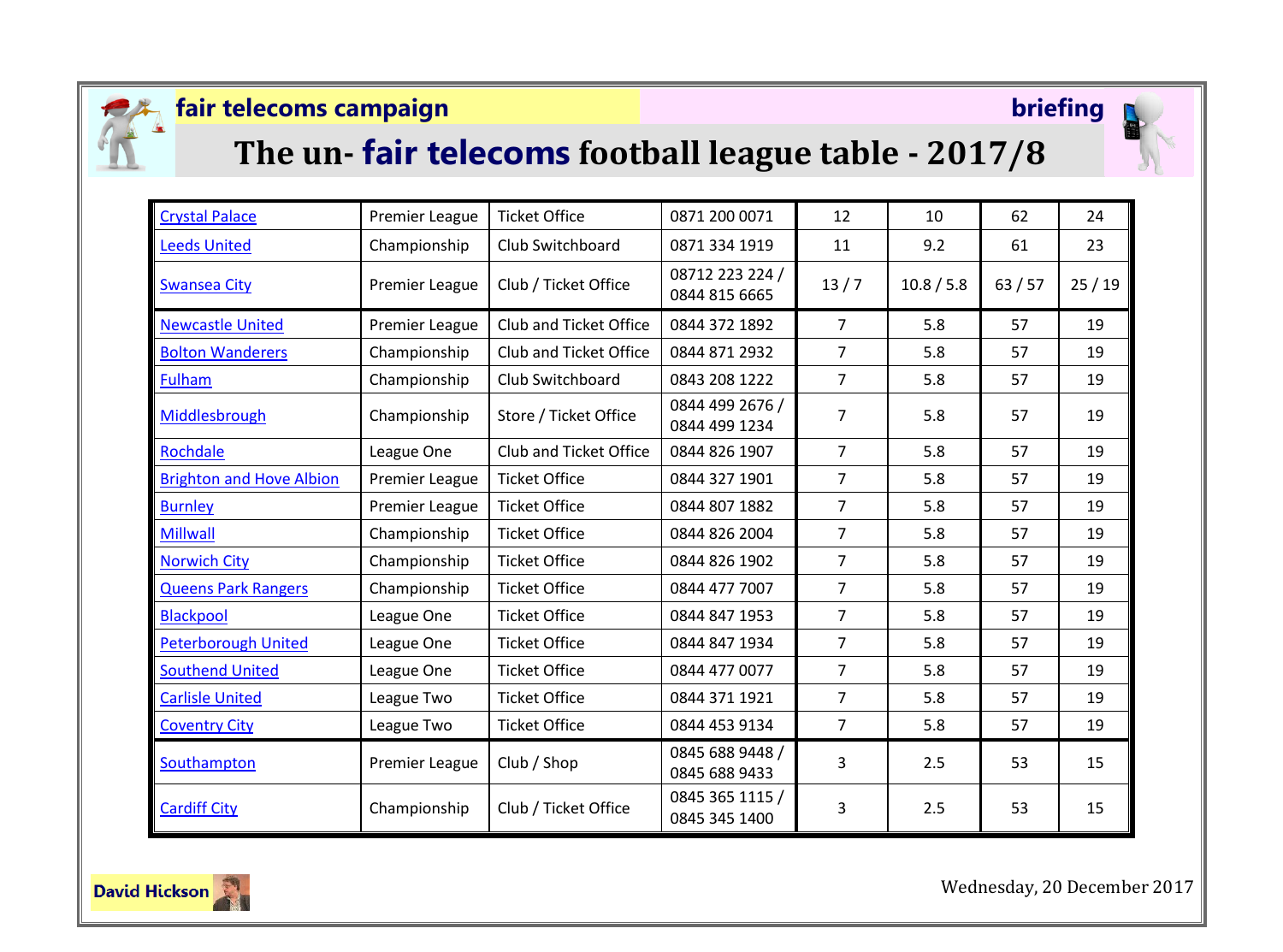**fair telecoms campaign** **briefing**

# The un- fair telecoms football league table - 2017/8

| | | | | | | | |
|---|---|---|---|---|---|---|---|
| Crystal Palace | Premier League | Ticket Office | 0871 200 0071 | 12 | 10 | 62 | 24 |
| Leeds United | Championship | Club Switchboard | 0871 334 1919 | 11 | 9.2 | 61 | 23 |
| Swansea City | Premier League | Club / Ticket Office | 08712 223 224 / 0844 815 6665 | 13 / 7 | 10.8 / 5.8 | 63 / 57 | 25 / 19 |
| Newcastle United | Premier League | Club and Ticket Office | 0844 372 1892 | 7 | 5.8 | 57 | 19 |
| Bolton Wanderers | Championship | Club and Ticket Office | 0844 871 2932 | 7 | 5.8 | 57 | 19 |
| Fulham | Championship | Club Switchboard | 0843 208 1222 | 7 | 5.8 | 57 | 19 |
| Middlesbrough | Championship | Store / Ticket Office | 0844 499 2676 / 0844 499 1234 | 7 | 5.8 | 57 | 19 |
| Rochdale | League One | Club and Ticket Office | 0844 826 1907 | 7 | 5.8 | 57 | 19 |
| Brighton and Hove Albion | Premier League | Ticket Office | 0844 327 1901 | 7 | 5.8 | 57 | 19 |
| Burnley | Premier League | Ticket Office | 0844 807 1882 | 7 | 5.8 | 57 | 19 |
| Millwall | Championship | Ticket Office | 0844 826 2004 | 7 | 5.8 | 57 | 19 |
| Norwich City | Championship | Ticket Office | 0844 826 1902 | 7 | 5.8 | 57 | 19 |
| Queens Park Rangers | Championship | Ticket Office | 0844 477 7007 | 7 | 5.8 | 57 | 19 |
| Blackpool | League One | Ticket Office | 0844 847 1953 | 7 | 5.8 | 57 | 19 |
| Peterborough United | League One | Ticket Office | 0844 847 1934 | 7 | 5.8 | 57 | 19 |
| Southend United | League One | Ticket Office | 0844 477 0077 | 7 | 5.8 | 57 | 19 |
| Carlisle United | League Two | Ticket Office | 0844 371 1921 | 7 | 5.8 | 57 | 19 |
| Coventry City | League Two | Ticket Office | 0844 453 9134 | 7 | 5.8 | 57 | 19 |
| Southampton | Premier League | Club / Shop | 0845 688 9448 / 0845 688 9433 | 3 | 2.5 | 53 | 15 |
| Cardiff City | Championship | Club / Ticket Office | 0845 365 1115 / 0845 345 1400 | 3 | 2.5 | 53 | 15 |

David Hickson

Wednesday, 20 December 2017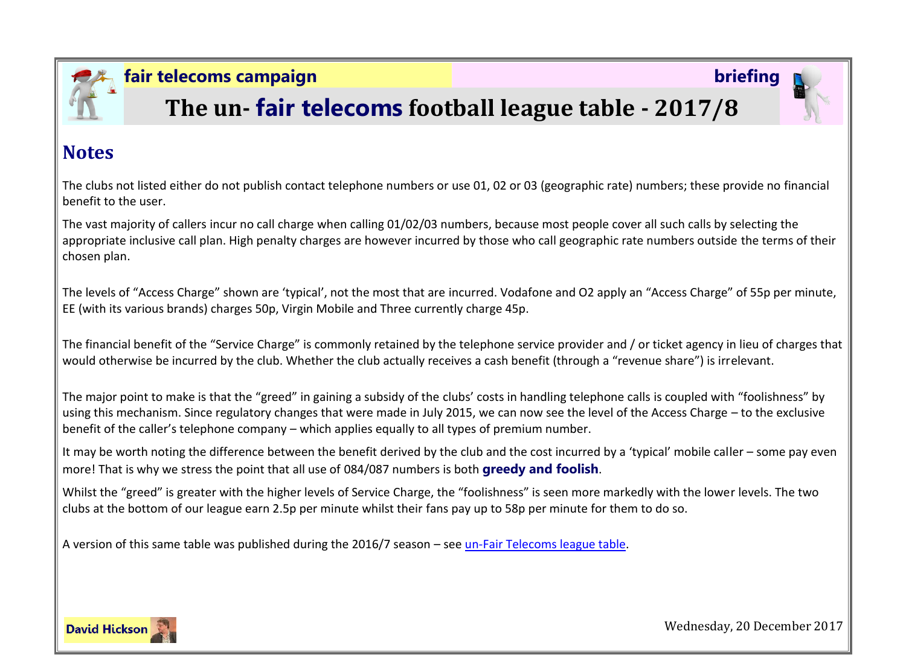**fair telecoms campaign** **briefing**

# The un- fair telecoms football league table - 2017/8

## Notes

The clubs not listed either do not publish contact telephone numbers or use 01, 02 or 03 (geographic rate) numbers; these provide no financial benefit to the user.

The vast majority of callers incur no call charge when calling 01/02/03 numbers, because most people cover all such calls by selecting the appropriate inclusive call plan. High penalty charges are however incurred by those who call geographic rate numbers outside the terms of their chosen plan.

The levels of "Access Charge" shown are 'typical', not the most that are incurred. Vodafone and O2 apply an "Access Charge" of 55p per minute, EE (with its various brands) charges 50p, Virgin Mobile and Three currently charge 45p.

The financial benefit of the "Service Charge" is commonly retained by the telephone service provider and / or ticket agency in lieu of charges that would otherwise be incurred by the club. Whether the club actually receives a cash benefit (through a "revenue share") is irrelevant.

The major point to make is that the "greed" in gaining a subsidy of the clubs' costs in handling telephone calls is coupled with "foolishness" by using this mechanism. Since regulatory changes that were made in July 2015, we can now see the level of the Access Charge – to the exclusive benefit of the caller's telephone company – which applies equally to all types of premium number.

It may be worth noting the difference between the benefit derived by the club and the cost incurred by a 'typical' mobile caller – some pay even more! That is why we stress the point that all use of 084/087 numbers is both **greedy and foolish**.

Whilst the "greed" is greater with the higher levels of Service Charge, the "foolishness" is seen more markedly with the lower levels. The two clubs at the bottom of our league earn 2.5p per minute whilst their fans pay up to 58p per minute for them to do so.

A version of this same table was published during the 2016/7 season – see un-Fair Telecoms league table.

David Hickson

Wednesday, 20 December 2017